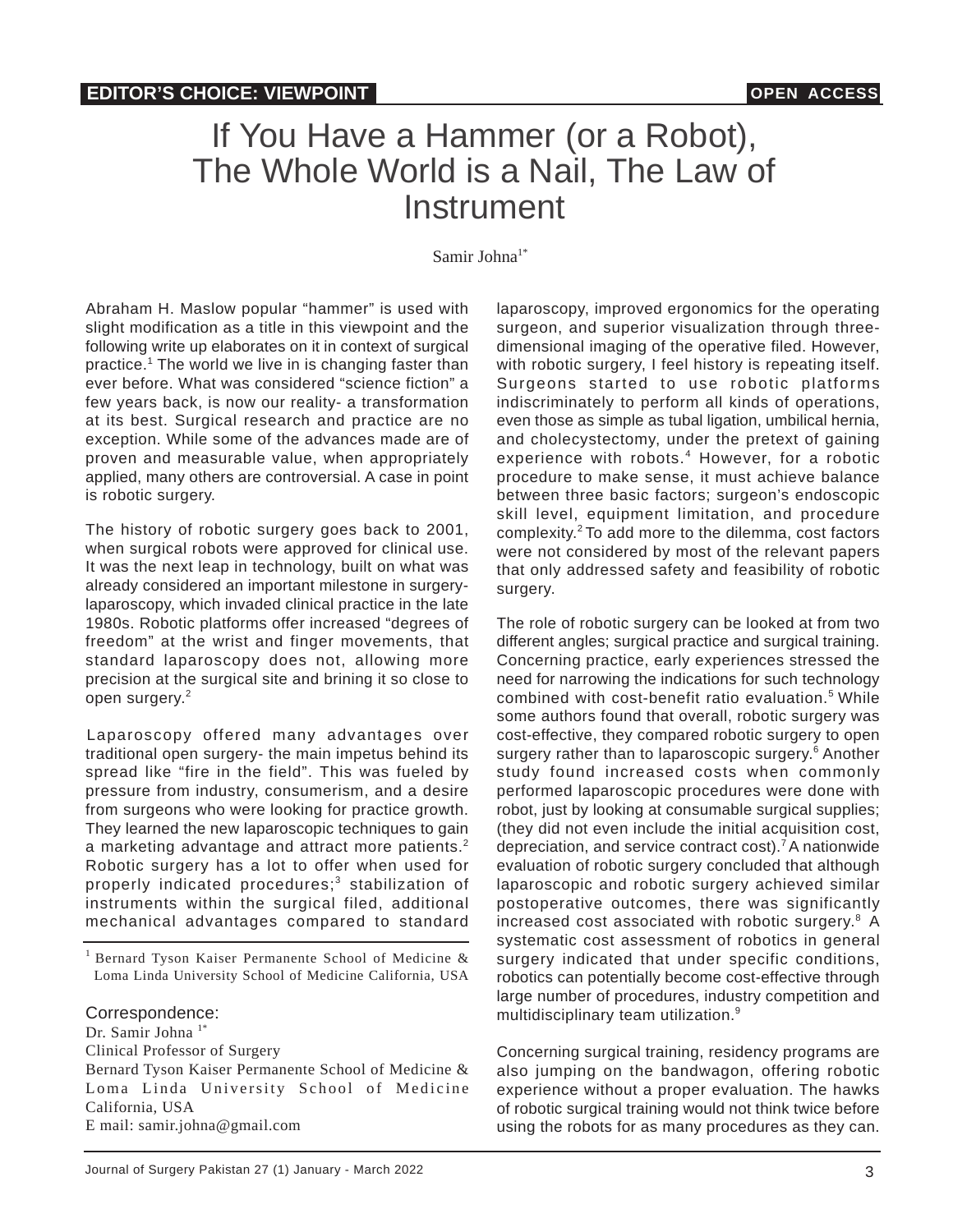EDITOR'S CHOICE: VIEWPOINT

OPEN ACCESS

# If You Have a Hammer (or a Robot), The Whole World is a Nail, The Law of Instrument

Samir Johna[1*]

Abraham H. Maslow popular "hammer" is used with slight modification as a title in this viewpoint and the following write up elaborates on it in context of surgical practice.[1] The world we live in is changing faster than ever before. What was considered "science fiction" a few years back, is now our reality- a transformation at its best. Surgical research and practice are no exception. While some of the advances made are of proven and measurable value, when appropriately applied, many others are controversial. A case in point is robotic surgery.

The history of robotic surgery goes back to 2001, when surgical robots were approved for clinical use. It was the next leap in technology, built on what was already considered an important milestone in surgery-laparoscopy, which invaded clinical practice in the late 1980s. Robotic platforms offer increased "degrees of freedom" at the wrist and finger movements, that standard laparoscopy does not, allowing more precision at the surgical site and brining it so close to open surgery.[2]

Laparoscopy offered many advantages over traditional open surgery- the main impetus behind its spread like "fire in the field". This was fueled by pressure from industry, consumerism, and a desire from surgeons who were looking for practice growth. They learned the new laparoscopic techniques to gain a marketing advantage and attract more patients.[2] Robotic surgery has a lot to offer when used for properly indicated procedures;[3] stabilization of instruments within the surgical filed, additional mechanical advantages compared to standard laparoscopy, improved ergonomics for the operating surgeon, and superior visualization through three-dimensional imaging of the operative filed. However, with robotic surgery, I feel history is repeating itself. Surgeons started to use robotic platforms indiscriminately to perform all kinds of operations, even those as simple as tubal ligation, umbilical hernia, and cholecystectomy, under the pretext of gaining experience with robots.[4] However, for a robotic procedure to make sense, it must achieve balance between three basic factors; surgeon's endoscopic skill level, equipment limitation, and procedure complexity.[2] To add more to the dilemma, cost factors were not considered by most of the relevant papers that only addressed safety and feasibility of robotic surgery.

The role of robotic surgery can be looked at from two different angles; surgical practice and surgical training. Concerning practice, early experiences stressed the need for narrowing the indications for such technology combined with cost-benefit ratio evaluation.[5] While some authors found that overall, robotic surgery was cost-effective, they compared robotic surgery to open surgery rather than to laparoscopic surgery.[6] Another study found increased costs when commonly performed laparoscopic procedures were done with robot, just by looking at consumable surgical supplies; (they did not even include the initial acquisition cost, depreciation, and service contract cost).[7] A nationwide evaluation of robotic surgery concluded that although laparoscopic and robotic surgery achieved similar postoperative outcomes, there was significantly increased cost associated with robotic surgery.[8] A systematic cost assessment of robotics in general surgery indicated that under specific conditions, robotics can potentially become cost-effective through large number of procedures, industry competition and multidisciplinary team utilization.[9]

Concerning surgical training, residency programs are also jumping on the bandwagon, offering robotic experience without a proper evaluation. The hawks of robotic surgical training would not think twice before using the robots for as many procedures as they can.

---

[1] Bernard Tyson Kaiser Permanente School of Medicine & Loma Linda University School of Medicine California, USA

Correspondence:
Dr. Samir Johna [1*]
Clinical Professor of Surgery
Bernard Tyson Kaiser Permanente School of Medicine & Loma Linda University School of Medicine California, USA
E mail: samir.johna@gmail.com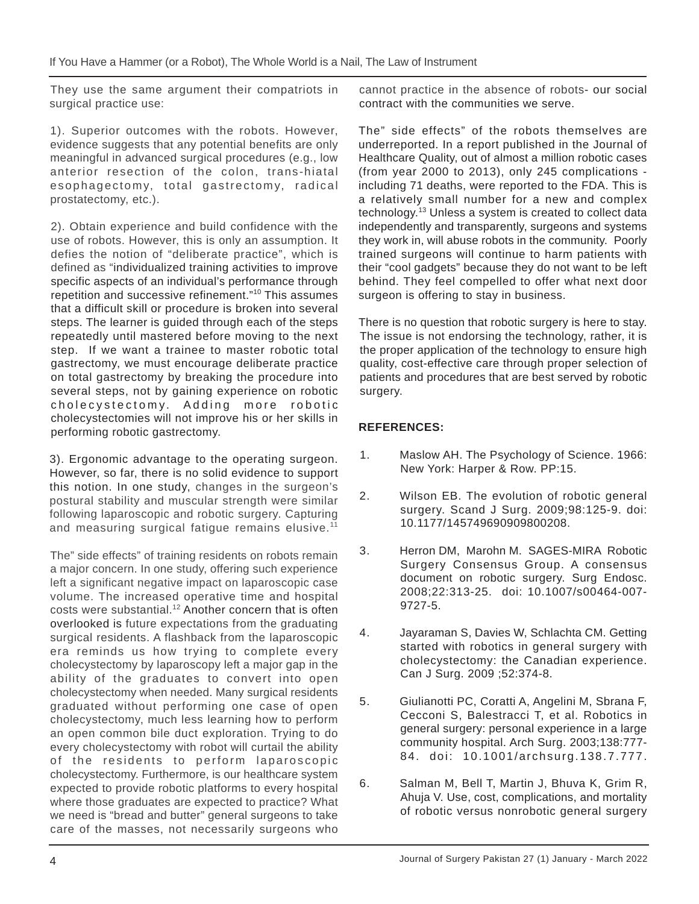They use the same argument their compatriots in surgical practice use:

1). Superior outcomes with the robots. However, evidence suggests that any potential benefits are only meaningful in advanced surgical procedures (e.g., low anterior resection of the colon, trans-hiatal esophagectomy, total gastrectomy, radical prostatectomy, etc.).

2). Obtain experience and build confidence with the use of robots. However, this is only an assumption. It defies the notion of "deliberate practice", which is defined as "individualized training activities to improve specific aspects of an individual's performance through repetition and successive refinement."[10] This assumes that a difficult skill or procedure is broken into several steps. The learner is guided through each of the steps repeatedly until mastered before moving to the next step. If we want a trainee to master robotic total gastrectomy, we must encourage deliberate practice on total gastrectomy by breaking the procedure into several steps, not by gaining experience on robotic cholecystectomy. Adding more robotic cholecystectomies will not improve his or her skills in performing robotic gastrectomy.

3). Ergonomic advantage to the operating surgeon. However, so far, there is no solid evidence to support this notion. In one study, changes in the surgeon's postural stability and muscular strength were similar following laparoscopic and robotic surgery. Capturing and measuring surgical fatigue remains elusive.[11]

The" side effects" of training residents on robots remain a major concern. In one study, offering such experience left a significant negative impact on laparoscopic case volume. The increased operative time and hospital costs were substantial.[12] Another concern that is often overlooked is future expectations from the graduating surgical residents. A flashback from the laparoscopic era reminds us how trying to complete every cholecystectomy by laparoscopy left a major gap in the ability of the graduates to convert into open cholecystectomy when needed. Many surgical residents graduated without performing one case of open cholecystectomy, much less learning how to perform an open common bile duct exploration. Trying to do every cholecystectomy with robot will curtail the ability of the residents to perform laparoscopic cholecystectomy. Furthermore, is our healthcare system expected to provide robotic platforms to every hospital where those graduates are expected to practice? What we need is "bread and butter" general surgeons to take care of the masses, not necessarily surgeons who cannot practice in the absence of robots- our social contract with the communities we serve.

The" side effects" of the robots themselves are underreported. In a report published in the Journal of Healthcare Quality, out of almost a million robotic cases (from year 2000 to 2013), only 245 complications - including 71 deaths, were reported to the FDA. This is a relatively small number for a new and complex technology.[13] Unless a system is created to collect data independently and transparently, surgeons and systems they work in, will abuse robots in the community. Poorly trained surgeons will continue to harm patients with their "cool gadgets" because they do not want to be left behind. They feel compelled to offer what next door surgeon is offering to stay in business.

There is no question that robotic surgery is here to stay. The issue is not endorsing the technology, rather, it is the proper application of the technology to ensure high quality, cost-effective care through proper selection of patients and procedures that are best served by robotic surgery.

**REFERENCES:**

1. Maslow AH. The Psychology of Science. 1966: New York: Harper & Row. PP:15.
2. Wilson EB. The evolution of robotic general surgery. Scand J Surg. 2009;98:125-9. doi: 10.1177/145749690909800208.
3. Herron DM, Marohn M. SAGES-MIRA Robotic Surgery Consensus Group. A consensus document on robotic surgery. Surg Endosc. 2008;22:313-25. doi: 10.1007/s00464-007-9727-5.
4. Jayaraman S, Davies W, Schlachta CM. Getting started with robotics in general surgery with cholecystectomy: the Canadian experience. Can J Surg. 2009 ;52:374-8.
5. Giulianotti PC, Coratti A, Angelini M, Sbrana F, Cecconi S, Balestracci T, et al. Robotics in general surgery: personal experience in a large community hospital. Arch Surg. 2003;138:777-84. doi: 10.1001/archsurg.138.7.777.
6. Salman M, Bell T, Martin J, Bhuva K, Grim R, Ahuja V. Use, cost, complications, and mortality of robotic versus nonrobotic general surgery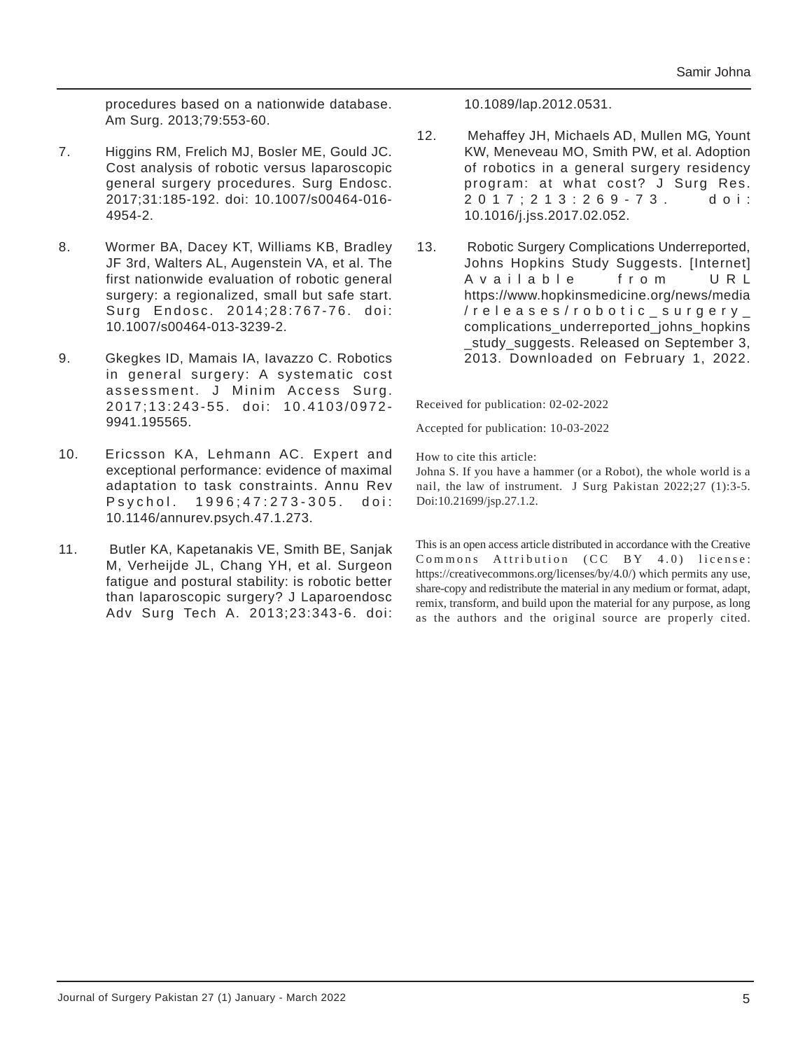procedures based on a nationwide database. Am Surg. 2013;79:553-60.

7. Higgins RM, Frelich MJ, Bosler ME, Gould JC. Cost analysis of robotic versus laparoscopic general surgery procedures. Surg Endosc. 2017;31:185-192. doi: 10.1007/s00464-016-4954-2.

8. Wormer BA, Dacey KT, Williams KB, Bradley JF 3rd, Walters AL, Augenstein VA, et al. The first nationwide evaluation of robotic general surgery: a regionalized, small but safe start. Surg Endosc. 2014;28:767-76. doi: 10.1007/s00464-013-3239-2.

9. Gkegkes ID, Mamais IA, Iavazzo C. Robotics in general surgery: A systematic cost assessment. J Minim Access Surg. 2017;13:243-55. doi: 10.4103/0972-9941.195565.

10. Ericsson KA, Lehmann AC. Expert and exceptional performance: evidence of maximal adaptation to task constraints. Annu Rev Psychol. 1996;47:273-305. doi: 10.1146/annurev.psych.47.1.273.

11. Butler KA, Kapetanakis VE, Smith BE, Sanjak M, Verheijde JL, Chang YH, et al. Surgeon fatigue and postural stability: is robotic better than laparoscopic surgery? J Laparoendosc Adv Surg Tech A. 2013;23:343-6. doi: 10.1089/lap.2012.0531.

12. Mehaffey JH, Michaels AD, Mullen MG, Yount KW, Meneveau MO, Smith PW, et al. Adoption of robotics in a general surgery residency program: at what cost? J Surg Res. 2017;213:269-73. doi: 10.1016/j.jss.2017.02.052.

13. Robotic Surgery Complications Underreported, Johns Hopkins Study Suggests. [Internet] Available from URL https://www.hopkinsmedicine.org/news/media/releases/robotic_surgery_complications_underreported_johns_hopkins_study_suggests. Released on September 3, 2013. Downloaded on February 1, 2022.

Received for publication: 02-02-2022

Accepted for publication: 10-03-2022

How to cite this article:
Johna S. If you have a hammer (or a Robot), the whole world is a nail, the law of instrument. J Surg Pakistan 2022;27 (1):3-5. Doi:10.21699/jsp.27.1.2.

This is an open access article distributed in accordance with the Creative Commons Attribution (CC BY 4.0) license: https://creativecommons.org/licenses/by/4.0/) which permits any use, share-copy and redistribute the material in any medium or format, adapt, remix, transform, and build upon the material for any purpose, as long as the authors and the original source are properly cited.